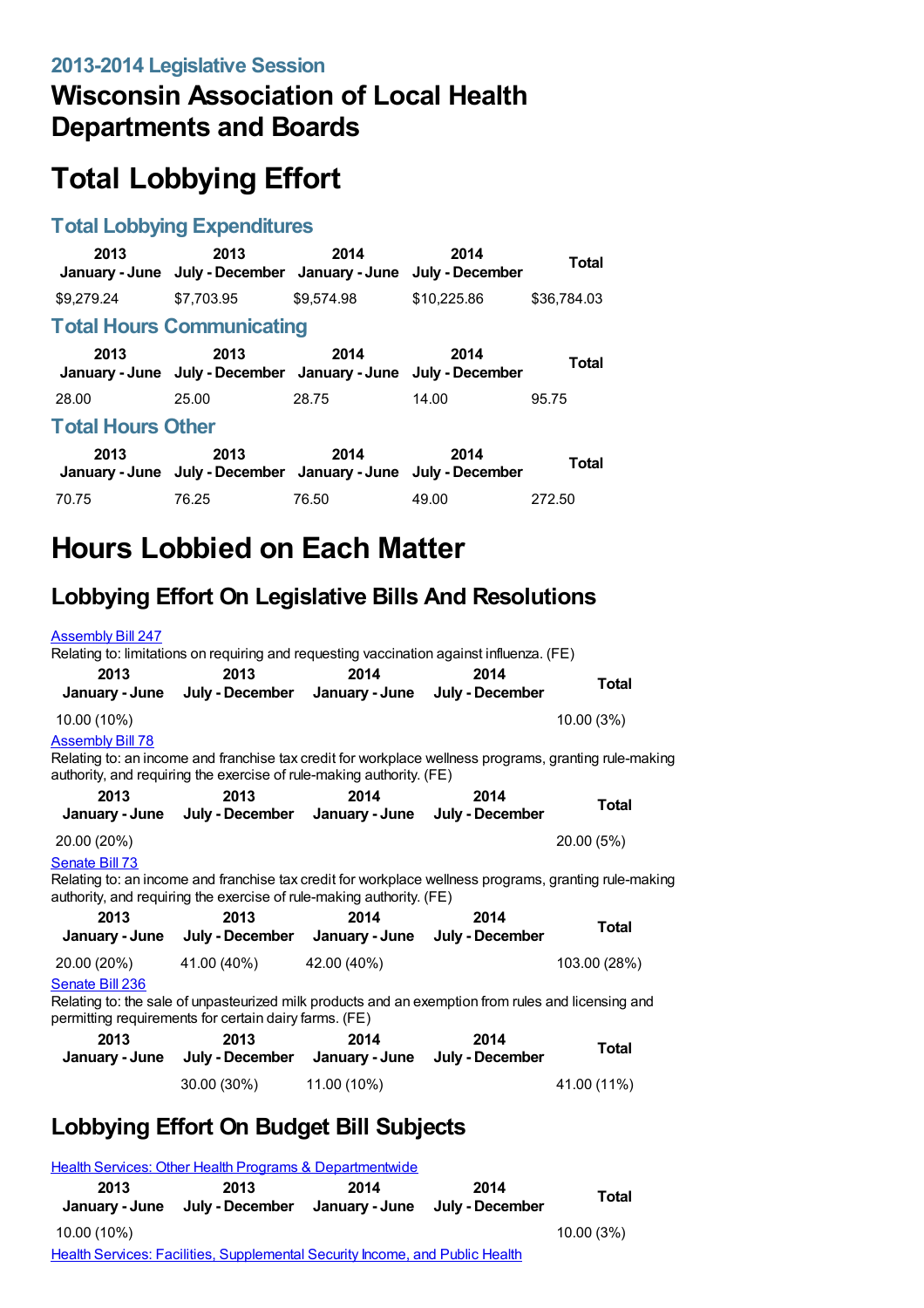### 2013-2014 Legislative Session

# Wisconsin Association of Local Health Departments and Boards

# Total Lobbying Effort

### Total Lobbying Expenditures

| 2013 January - June | 2013 July - December | 2014 January - June | 2014 July - December | Total |
|---|---|---|---|---|
| $9,279.24 | $7,703.95 | $9,574.98 | $10,225.86 | $36,784.03 |

### Total Hours Communicating

| 2013 January - June | 2013 July - December | 2014 January - June | 2014 July - December | Total |
|---|---|---|---|---|
| 28.00 | 25.00 | 28.75 | 14.00 | 95.75 |

### Total Hours Other

| 2013 January - June | 2013 July - December | 2014 January - June | 2014 July - December | Total |
|---|---|---|---|---|
| 70.75 | 76.25 | 76.50 | 49.00 | 272.50 |

# Hours Lobbied on Each Matter

## Lobbying Effort On Legislative Bills And Resolutions

Assembly Bill 247
Relating to: limitations on requiring and requesting vaccination against influenza. (FE)

| 2013 January - June | 2013 July - December | 2014 January - June | 2014 July - December | Total |
|---|---|---|---|---|
| 10.00 (10%) | | | | 10.00 (3%) |

Assembly Bill 78
Relating to: an income and franchise tax credit for workplace wellness programs, granting rule-making authority, and requiring the exercise of rule-making authority. (FE)

| 2013 January - June | 2013 July - December | 2014 January - June | 2014 July - December | Total |
|---|---|---|---|---|
| 20.00 (20%) | | | | 20.00 (5%) |

Senate Bill 73
Relating to: an income and franchise tax credit for workplace wellness programs, granting rule-making authority, and requiring the exercise of rule-making authority. (FE)

| 2013 January - June | 2013 July - December | 2014 January - June | 2014 July - December | Total |
|---|---|---|---|---|
| 20.00 (20%) | 41.00 (40%) | 42.00 (40%) | | 103.00 (28%) |

Senate Bill 236
Relating to: the sale of unpasteurized milk products and an exemption from rules and licensing and permitting requirements for certain dairy farms. (FE)

| 2013 January - June | 2013 July - December | 2014 January - June | 2014 July - December | Total |
|---|---|---|---|---|
| | 30.00 (30%) | 11.00 (10%) | | 41.00 (11%) |

## Lobbying Effort On Budget Bill Subjects

Health Services: Other Health Programs & Departmentwide

| 2013 January - June | 2013 July - December | 2014 January - June | 2014 July - December | Total |
|---|---|---|---|---|
| 10.00 (10%) | | | | 10.00 (3%) |

Health Services: Facilities, Supplemental Security Income, and Public Health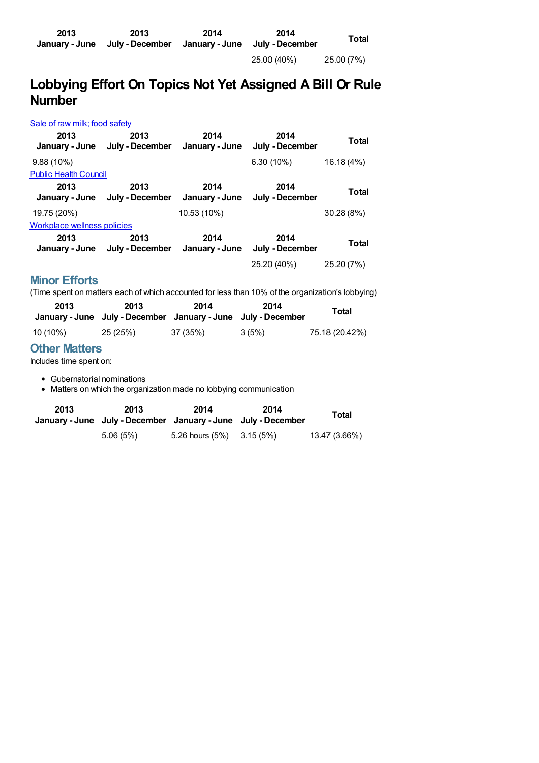| 2013 January - June | 2013 July - December | 2014 January - June | 2014 July - December | Total |
|---|---|---|---|---|
| | | | 25.00 (40%) | 25.00 (7%) |

# Lobbying Effort On Topics Not Yet Assigned A Bill Or Rule Number

Sale of raw milk; food safety

| 2013 January - June | 2013 July - December | 2014 January - June | 2014 July - December | Total |
|---|---|---|---|---|
| 9.88 (10%) | | | 6.30 (10%) | 16.18 (4%) |

Public Health Council

| 2013 January - June | 2013 July - December | 2014 January - June | 2014 July - December | Total |
|---|---|---|---|---|
| 19.75 (20%) | | 10.53 (10%) | | 30.28 (8%) |

Workplace wellness policies

| 2013 January - June | 2013 July - December | 2014 January - June | 2014 July - December | Total |
|---|---|---|---|---|
| | | | 25.20 (40%) | 25.20 (7%) |

## Minor Efforts

(Time spent on matters each of which accounted for less than 10% of the organization's lobbying)

| 2013 January - June | 2013 July - December | 2014 January - June | 2014 July - December | Total |
|---|---|---|---|---|
| 10 (10%) | 25 (25%) | 37 (35%) | 3 (5%) | 75.18 (20.42%) |

## Other Matters

Includes time spent on:

- Gubernatorial nominations
- Matters on which the organization made no lobbying communication

| 2013 January - June | 2013 July - December | 2014 January - June | 2014 July - December | Total |
|---|---|---|---|---|
| | 5.06 (5%) | 5.26 hours (5%) | 3.15 (5%) | 13.47 (3.66%) |